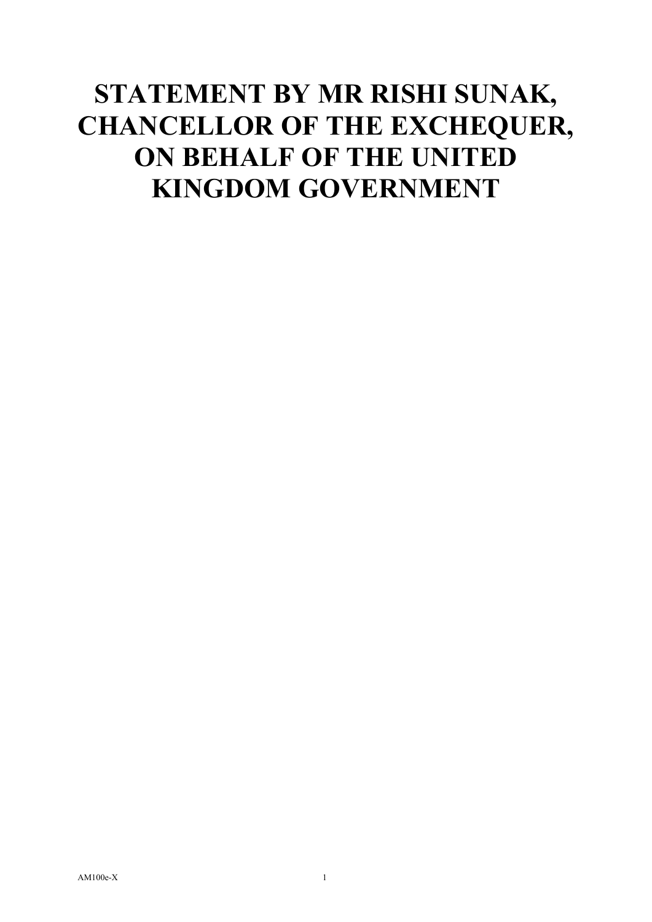# STATEMENT BY MR RISHI SUNAK, CHANCELLOR OF THE EXCHEQUER, ON BEHALF OF THE UNITED KINGDOM GOVERNMENT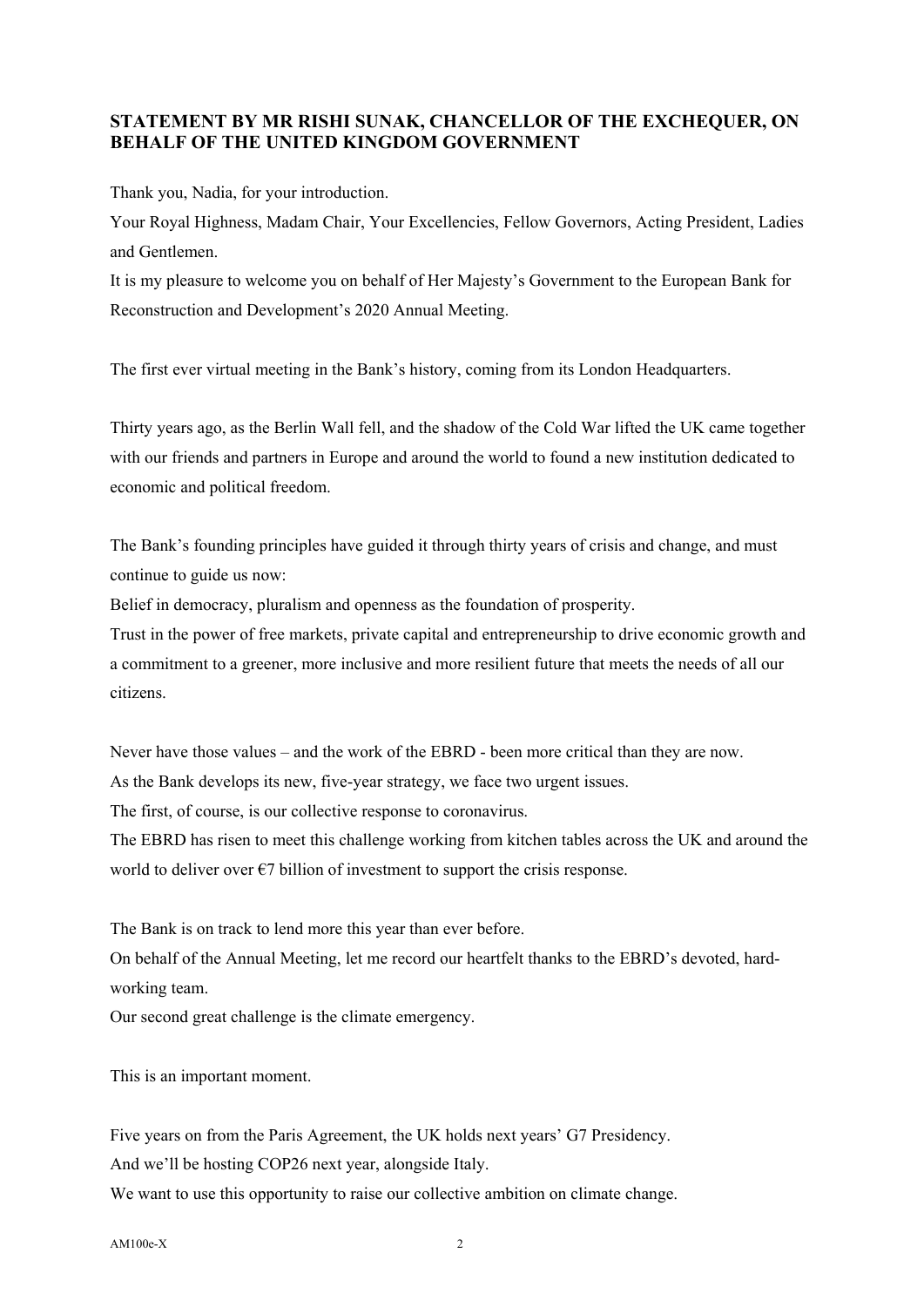**STATEMENT BY MR RISHI SUNAK, CHANCELLOR OF THE EXCHEQUER, ON BEHALF OF THE UNITED KINGDOM GOVERNMENT**

Thank you, Nadia, for your introduction.

Your Royal Highness, Madam Chair, Your Excellencies, Fellow Governors, Acting President, Ladies and Gentlemen.

It is my pleasure to welcome you on behalf of Her Majesty's Government to the European Bank for Reconstruction and Development's 2020 Annual Meeting.

The first ever virtual meeting in the Bank's history, coming from its London Headquarters.

Thirty years ago, as the Berlin Wall fell, and the shadow of the Cold War lifted the UK came together with our friends and partners in Europe and around the world to found a new institution dedicated to economic and political freedom.

The Bank's founding principles have guided it through thirty years of crisis and change, and must continue to guide us now:

Belief in democracy, pluralism and openness as the foundation of prosperity.

Trust in the power of free markets, private capital and entrepreneurship to drive economic growth and a commitment to a greener, more inclusive and more resilient future that meets the needs of all our citizens.

Never have those values – and the work of the EBRD - been more critical than they are now.

As the Bank develops its new, five-year strategy, we face two urgent issues.

The first, of course, is our collective response to coronavirus.

The EBRD has risen to meet this challenge working from kitchen tables across the UK and around the world to deliver over €7 billion of investment to support the crisis response.

The Bank is on track to lend more this year than ever before.

On behalf of the Annual Meeting, let me record our heartfelt thanks to the EBRD's devoted, hard-working team.

Our second great challenge is the climate emergency.

This is an important moment.

Five years on from the Paris Agreement, the UK holds next years' G7 Presidency.

And we'll be hosting COP26 next year, alongside Italy.

We want to use this opportunity to raise our collective ambition on climate change.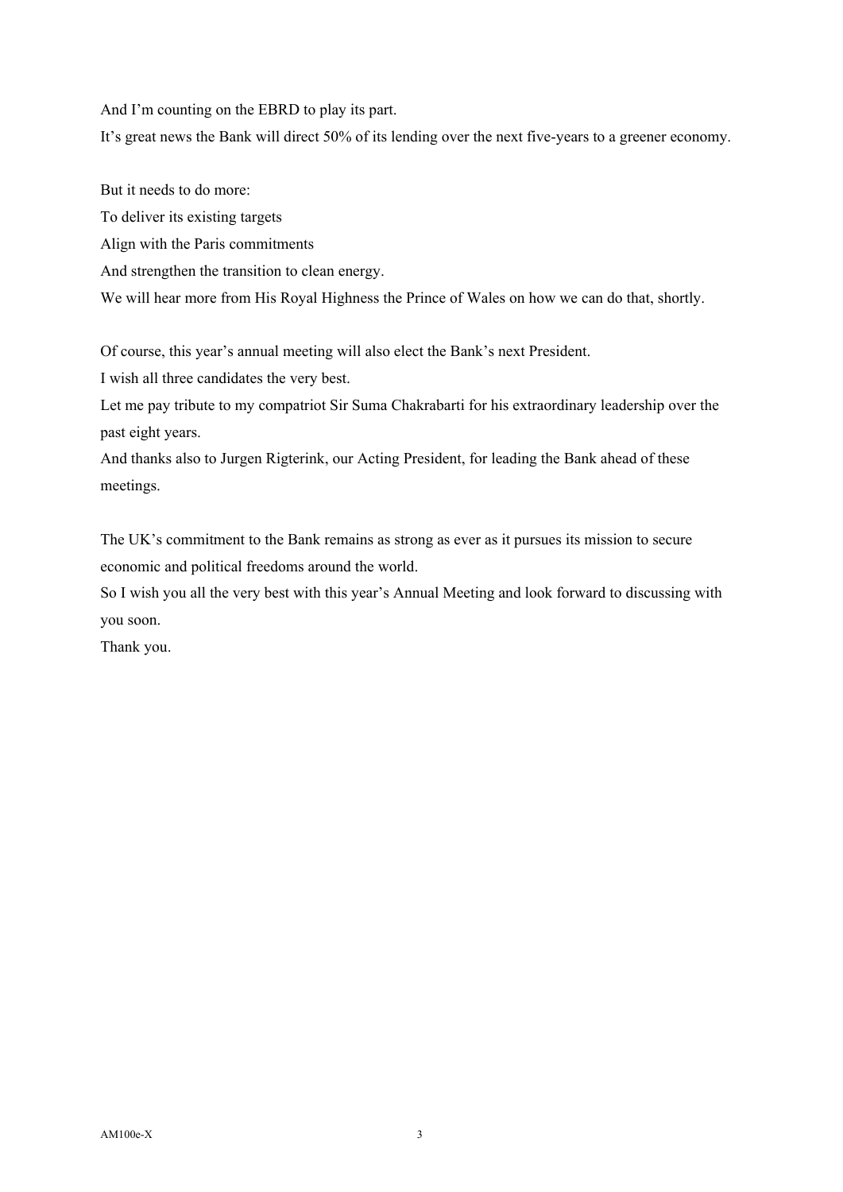And I'm counting on the EBRD to play its part.

It's great news the Bank will direct 50% of its lending over the next five-years to a greener economy.

But it needs to do more:

To deliver its existing targets

Align with the Paris commitments

And strengthen the transition to clean energy.

We will hear more from His Royal Highness the Prince of Wales on how we can do that, shortly.

Of course, this year's annual meeting will also elect the Bank's next President.

I wish all three candidates the very best.

Let me pay tribute to my compatriot Sir Suma Chakrabarti for his extraordinary leadership over the past eight years.

And thanks also to Jurgen Rigterink, our Acting President, for leading the Bank ahead of these meetings.

The UK's commitment to the Bank remains as strong as ever as it pursues its mission to secure economic and political freedoms around the world.

So I wish you all the very best with this year's Annual Meeting and look forward to discussing with you soon.

Thank you.